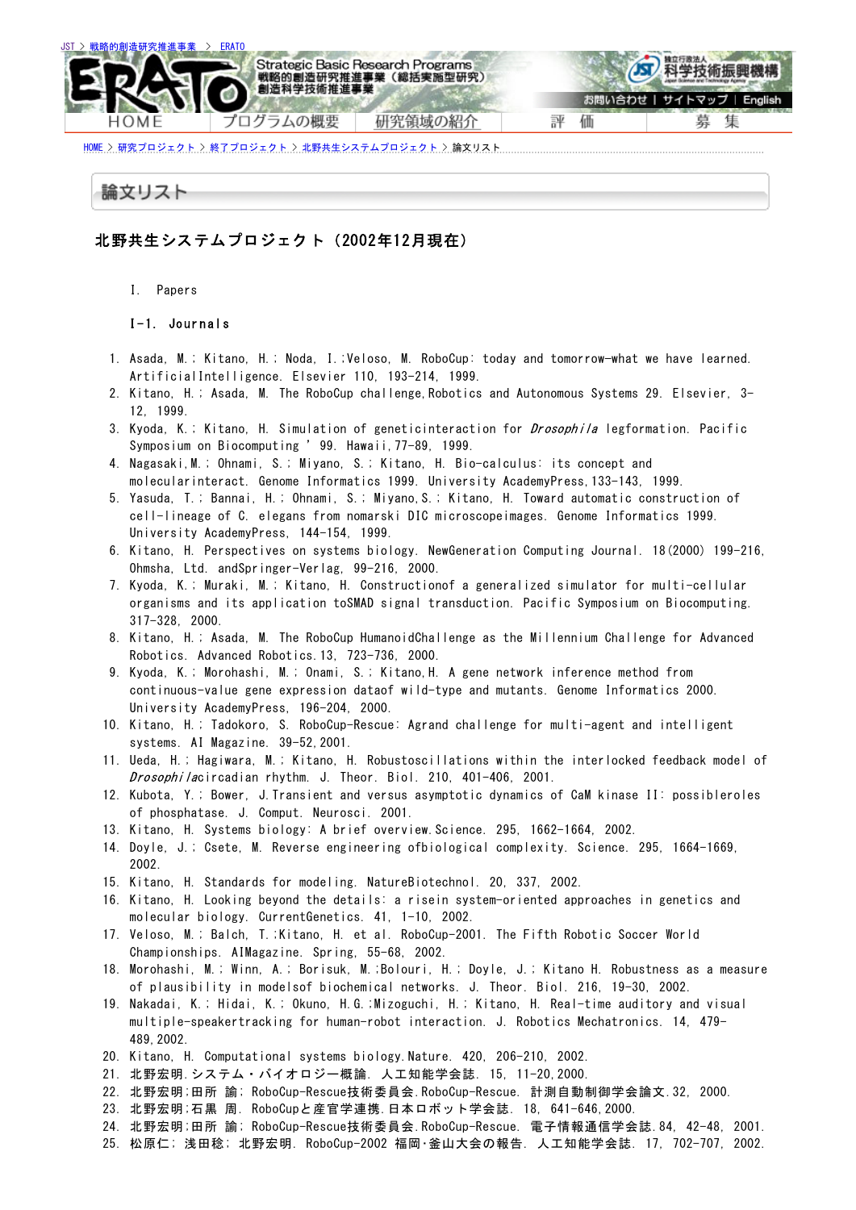JST > 戦略的創造研究推進事業 > ERATO

HOME | プログラムの概要 | 研究領域の紹介 | 評 価 | 募 集

HOME > 研究プロジェクト > 終了プロジェクト > 北野共生システムプロジェクト > 論文リスト

# 論文リスト

## 北野共生システムプロジェクト（2002年12月現在）

### I. Papers

#### I-1. Journals

1. Asada, M.; Kitano, H.; Noda, I.;Veloso, M. RoboCup: today and tomorrow-what we have learned. ArtificialIntelligence. Elsevier 110, 193-214, 1999.
2. Kitano, H.; Asada, M. The RoboCup challenge,Robotics and Autonomous Systems 29. Elsevier, 3-12, 1999.
3. Kyoda, K.; Kitano, H. Simulation of geneticinteraction for *Drosophila* legformation. Pacific Symposium on Biocomputing ' 99. Hawaii,77-89, 1999.
4. Nagasaki,M.; Ohnami, S.; Miyano, S.; Kitano, H. Bio-calculus: its concept and molecularinteract. Genome Informatics 1999. University AcademyPress,133-143, 1999.
5. Yasuda, T.; Bannai, H.; Ohnami, S.; Miyano,S.; Kitano, H. Toward automatic construction of cell-lineage of C. elegans from nomarski DIC microscopeimages. Genome Informatics 1999. University AcademyPress, 144-154, 1999.
6. Kitano, H. Perspectives on systems biology. NewGeneration Computing Journal. 18(2000) 199-216, Ohmsha, Ltd. andSpringer-Verlag, 99-216, 2000.
7. Kyoda, K.; Muraki, M.; Kitano, H. Constructionof a generalized simulator for multi-cellular organisms and its application toSMAD signal transduction. Pacific Symposium on Biocomputing. 317-328, 2000.
8. Kitano, H.; Asada, M. The RoboCup HumanoidChallenge as the Millennium Challenge for Advanced Robotics. Advanced Robotics.13, 723-736, 2000.
9. Kyoda, K.; Morohashi, M.; Onami, S.; Kitano,H. A gene network inference method from continuous-value gene expression dataof wild-type and mutants. Genome Informatics 2000. University AcademyPress, 196-204, 2000.
10. Kitano, H.; Tadokoro, S. RoboCup-Rescue: Agrand challenge for multi-agent and intelligent systems. AI Magazine. 39-52,2001.
11. Ueda, H.; Hagiwara, M.; Kitano, H. Robustoscillations within the interlocked feedback model of *Drosophila*circadian rhythm. J. Theor. Biol. 210, 401-406, 2001.
12. Kubota, Y.; Bower, J.Transient and versus asymptotic dynamics of CaM kinase II: possibleroles of phosphatase. J. Comput. Neurosci. 2001.
13. Kitano, H. Systems biology: A brief overview.Science. 295, 1662-1664, 2002.
14. Doyle, J.; Csete, M. Reverse engineering ofbiological complexity. Science. 295, 1664-1669, 2002.
15. Kitano, H. Standards for modeling. NatureBiotechnol. 20, 337, 2002.
16. Kitano, H. Looking beyond the details: a risein system-oriented approaches in genetics and molecular biology. CurrentGenetics. 41, 1-10, 2002.
17. Veloso, M.; Balch, T.;Kitano, H. et al. RoboCup-2001. The Fifth Robotic Soccer World Championships. AIMagazine. Spring, 55-68, 2002.
18. Morohashi, M.; Winn, A.; Borisuk, M.;Bolouri, H.; Doyle, J.; Kitano H. Robustness as a measure of plausibility in modelsof biochemical networks. J. Theor. Biol. 216, 19-30, 2002.
19. Nakadai, K.; Hidai, K.; Okuno, H.G.;Mizoguchi, H.; Kitano, H. Real-time auditory and visual multiple-speakertracking for human-robot interaction. J. Robotics Mechatronics. 14, 479-489,2002.
20. Kitano, H. Computational systems biology.Nature. 420, 206-210, 2002.
21. 北野宏明.システム・バイオロジー概論. 人工知能学会誌. 15, 11-20,2000.
22. 北野宏明;田所 諭; RoboCup-Rescue技術委員会.RoboCup-Rescue. 計測自動制御学会論文.32, 2000.
23. 北野宏明;石黒 周. RoboCupと産官学連携.日本ロボット学会誌. 18, 641-646,2000.
24. 北野宏明;田所 諭; RoboCup-Rescue技術委員会.RoboCup-Rescue. 電子情報通信学会誌.84, 42-48, 2001.
25. 松原仁; 浅田稔; 北野宏明. RoboCup-2002 福岡･釜山大会の報告. 人工知能学会誌. 17, 702-707, 2002.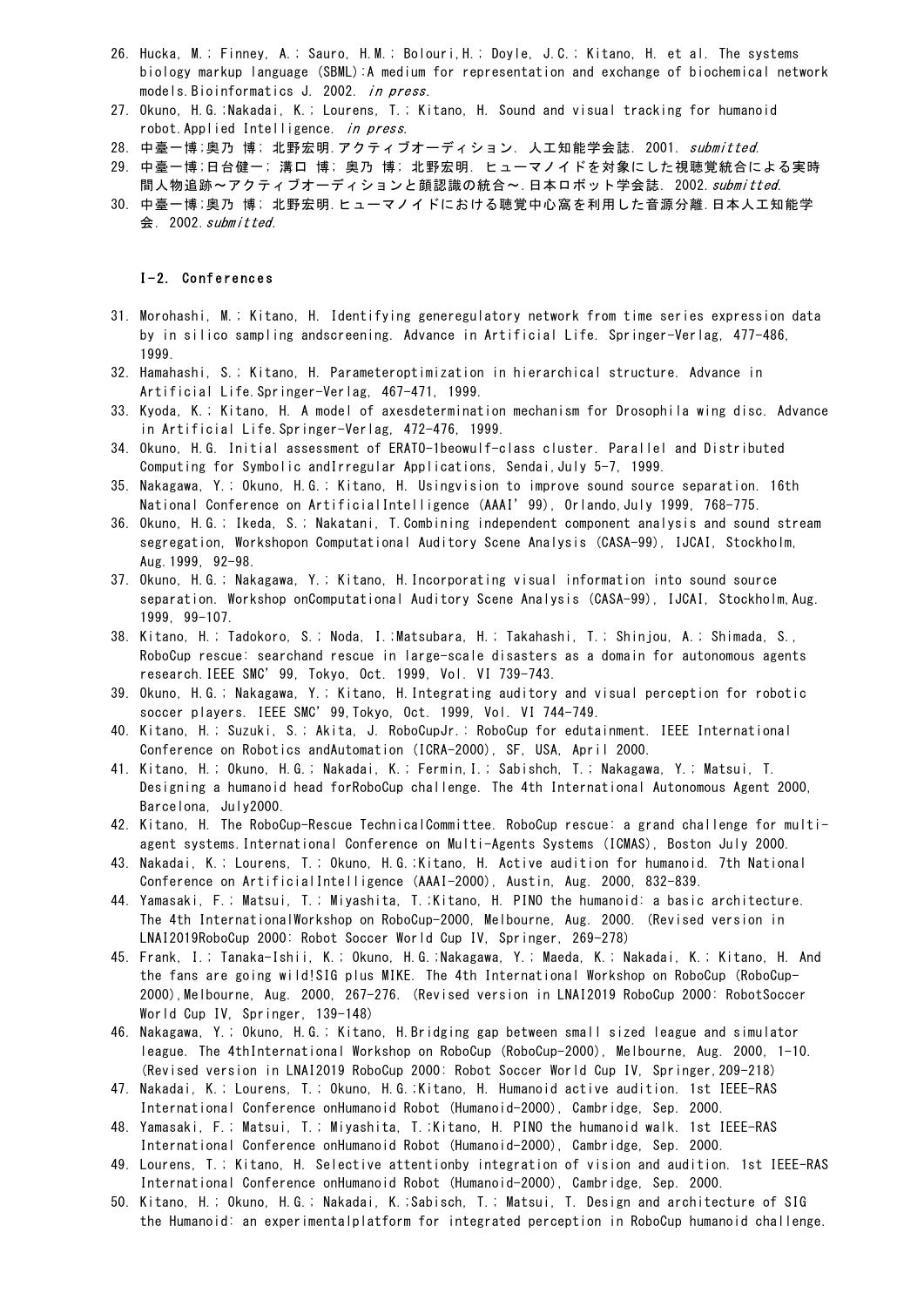26. Hucka, M.; Finney, A.; Sauro, H.M.; Bolouri,H.; Doyle, J.C.; Kitano, H. et al. The systems biology markup language (SBML):A medium for representation and exchange of biochemical network models.Bioinformatics J. 2002. *in press*.
27. Okuno, H.G.;Nakadai, K.; Lourens, T.; Kitano, H. Sound and visual tracking for humanoid robot.Applied Intelligence. *in press*.
28. 中臺一博;奥乃 博; 北野宏明.アクティブオーディション. 人工知能学会誌. 2001. *submitted*.
29. 中臺一博;日台健一; 溝口 博; 奥乃 博; 北野宏明. ヒューマノイドを対象にした視聴覚統合による実時間人物追跡～アクティブオーディションと顔認識の統合～.日本ロボット学会誌. 2002.*submitted*.
30. 中臺一博;奥乃 博; 北野宏明.ヒューマノイドにおける聴覚中心窩を利用した音源分離.日本人工知能学会. 2002.*submitted*.

### I-2. Conferences

31. Morohashi, M.; Kitano, H. Identifying generegulatory network from time series expression data by in silico sampling andscreening. Advance in Artificial Life. Springer-Verlag, 477-486, 1999.
32. Hamahashi, S.; Kitano, H. Parameteroptimization in hierarchical structure. Advance in Artificial Life.Springer-Verlag, 467-471, 1999.
33. Kyoda, K.; Kitano, H. A model of axesdetermination mechanism for Drosophila wing disc. Advance in Artificial Life.Springer-Verlag, 472-476, 1999.
34. Okuno, H.G. Initial assessment of ERATO-1beowulf-class cluster. Parallel and Distributed Computing for Symbolic andIrregular Applications, Sendai,July 5-7, 1999.
35. Nakagawa, Y.; Okuno, H.G.; Kitano, H. Usingvision to improve sound source separation. 16th National Conference on ArtificialIntelligence (AAAI'99), Orlando,July 1999, 768-775.
36. Okuno, H.G.; Ikeda, S.; Nakatani, T.Combining independent component analysis and sound stream segregation, Workshopon Computational Auditory Scene Analysis (CASA-99), IJCAI, Stockholm, Aug.1999, 92-98.
37. Okuno, H.G.; Nakagawa, Y.; Kitano, H.Incorporating visual information into sound source separation. Workshop onComputational Auditory Scene Analysis (CASA-99), IJCAI, Stockholm,Aug. 1999, 99-107.
38. Kitano, H.; Tadokoro, S.; Noda, I.;Matsubara, H.; Takahashi, T.; Shinjou, A.; Shimada, S., RoboCup rescue: searchand rescue in large-scale disasters as a domain for autonomous agents research.IEEE SMC'99, Tokyo, Oct. 1999, Vol. VI 739-743.
39. Okuno, H.G.; Nakagawa, Y.; Kitano, H.Integrating auditory and visual perception for robotic soccer players. IEEE SMC'99,Tokyo, Oct. 1999, Vol. VI 744-749.
40. Kitano, H.; Suzuki, S.; Akita, J. RoboCupJr.: RoboCup for edutainment. IEEE International Conference on Robotics andAutomation (ICRA-2000), SF, USA, April 2000.
41. Kitano, H.; Okuno, H.G.; Nakadai, K.; Fermin,I.; Sabishch, T.; Nakagawa, Y.; Matsui, T. Designing a humanoid head forRoboCup challenge. The 4th International Autonomous Agent 2000, Barcelona, July2000.
42. Kitano, H. The RoboCup-Rescue TechnicalCommittee. RoboCup rescue: a grand challenge for multi-agent systems.International Conference on Multi-Agents Systems (ICMAS), Boston July 2000.
43. Nakadai, K.; Lourens, T.; Okuno, H.G.;Kitano, H. Active audition for humanoid. 7th National Conference on ArtificialIntelligence (AAAI-2000), Austin, Aug. 2000, 832-839.
44. Yamasaki, F.; Matsui, T.; Miyashita, T.;Kitano, H. PINO the humanoid: a basic architecture. The 4th InternationalWorkshop on RoboCup-2000, Melbourne, Aug. 2000. (Revised version in LNAI2019RoboCup 2000: Robot Soccer World Cup IV, Springer, 269-278)
45. Frank, I.; Tanaka-Ishii, K.; Okuno, H.G.;Nakagawa, Y.; Maeda, K.; Nakadai, K.; Kitano, H. And the fans are going wild!SIG plus MIKE. The 4th International Workshop on RoboCup (RoboCup-2000),Melbourne, Aug. 2000, 267-276. (Revised version in LNAI2019 RoboCup 2000: RobotSoccer World Cup IV, Springer, 139-148)
46. Nakagawa, Y.; Okuno, H.G.; Kitano, H.Bridging gap between small sized league and simulator league. The 4thInternational Workshop on RoboCup (RoboCup-2000), Melbourne, Aug. 2000, 1-10. (Revised version in LNAI2019 RoboCup 2000: Robot Soccer World Cup IV, Springer,209-218)
47. Nakadai, K.; Lourens, T.; Okuno, H.G.;Kitano, H. Humanoid active audition. 1st IEEE-RAS International Conference onHumanoid Robot (Humanoid-2000), Cambridge, Sep. 2000.
48. Yamasaki, F.; Matsui, T.; Miyashita, T.;Kitano, H. PINO the humanoid walk. 1st IEEE-RAS International Conference onHumanoid Robot (Humanoid-2000), Cambridge, Sep. 2000.
49. Lourens, T.; Kitano, H. Selective attentionby integration of vision and audition. 1st IEEE-RAS International Conference onHumanoid Robot (Humanoid-2000), Cambridge, Sep. 2000.
50. Kitano, H.; Okuno, H.G.; Nakadai, K.;Sabisch, T.; Matsui, T. Design and architecture of SIG the Humanoid: an experimentalplatform for integrated perception in RoboCup humanoid challenge.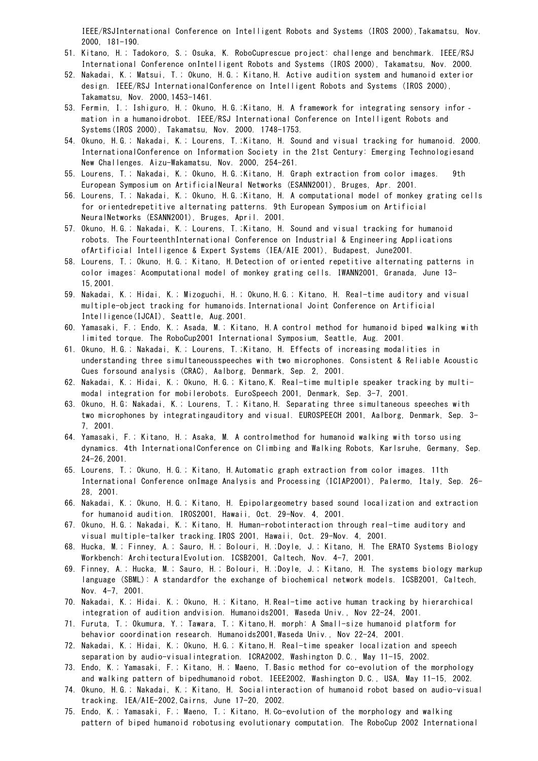IEEE/RSJInternational Conference on Intelligent Robots and Systems (IROS 2000),Takamatsu, Nov. 2000, 181-190.

51. Kitano, H.; Tadokoro, S.; Osuka, K. RoboCuprescue project: challenge and benchmark. IEEE/RSJ International Conference onIntelligent Robots and Systems (IROS 2000), Takamatsu, Nov. 2000.
52. Nakadai, K.; Matsui, T.; Okuno, H.G.; Kitano,H. Active audition system and humanoid exterior design. IEEE/RSJ InternationalConference on Intelligent Robots and Systems (IROS 2000), Takamatsu, Nov. 2000,1453-1461.
53. Fermin, I.; Ishiguro, H.; Okuno, H.G.;Kitano, H. A framework for integrating sensory infor-mation in a humanoidrobot. IEEE/RSJ International Conference on Intelligent Robots and Systems(IROS 2000), Takamatsu, Nov. 2000. 1748-1753.
54. Okuno, H.G.; Nakadai, K.; Lourens, T.;Kitano, H. Sound and visual tracking for humanoid. 2000. InternationalConference on Information Society in the 21st Century: Emerging Technologiesand New Challenges. Aizu-Wakamatsu, Nov. 2000, 254-261.
55. Lourens, T.; Nakadai, K.; Okuno, H.G.;Kitano, H. Graph extraction from color images. 9th European Symposium on ArtificialNeural Networks (ESANN2001), Bruges, Apr. 2001.
56. Lourens, T.; Nakadai, K.; Okuno, H.G.;Kitano, H. A computational model of monkey grating cells for orientedrepetitive alternating patterns. 9th European Symposium on Artificial NeuralNetworks (ESANN2001), Bruges, April. 2001.
57. Okuno, H.G.; Nakadai, K.; Lourens, T.;Kitano, H. Sound and visual tracking for humanoid robots. The FourteenthInternational Conference on Industrial & Engineering Applications ofArtificial Intelligence & Expert Systems (IEA/AIE 2001), Budapest, June2001.
58. Lourens, T.; Okuno, H.G.; Kitano, H.Detection of oriented repetitive alternating patterns in color images: Acomputational model of monkey grating cells. IWANN2001, Granada, June 13-15,2001.
59. Nakadai, K.; Hidai, K.; Mizoguchi, H.; Okuno,H.G.; Kitano, H. Real-time auditory and visual multiple-object tracking for humanoids.International Joint Conference on Artificial Intelligence(IJCAI), Seattle, Aug.2001.
60. Yamasaki, F.; Endo, K.; Asada, M.; Kitano, H.A control method for humanoid biped walking with limited torque. The RoboCup2001 International Symposium, Seattle, Aug. 2001.
61. Okuno, H.G.; Nakadai, K.; Lourens, T.;Kitano, H. Effects of increasing modalities in understanding three simultaneousspeeches with two microphones. Consistent & Reliable Acoustic Cues forsound analysis (CRAC), Aalborg, Denmark, Sep. 2, 2001.
62. Nakadai, K.; Hidai, K.; Okuno, H.G.; Kitano,K. Real-time multiple speaker tracking by multi-modal integration for mobilerobots. EuroSpeech 2001, Denmark, Sep. 3-7, 2001.
63. Okuno, H.G; Nakadai, K.; Lourens, T.; Kitano,H. Separating three simultaneous speeches with two microphones by integratingauditory and visual. EUROSPEECH 2001, Aalborg, Denmark, Sep. 3-7, 2001.
64. Yamasaki, F.; Kitano, H.; Asaka, M. A controlmethod for humanoid walking with torso using dynamics. 4th InternationalConference on Climbing and Walking Robots, Karlsruhe, Germany, Sep. 24-26,2001.
65. Lourens, T.; Okuno, H.G.; Kitano, H.Automatic graph extraction from color images. 11th International Conference onImage Analysis and Processing (ICIAP2001), Palermo, Italy, Sep. 26-28, 2001.
66. Nakadai, K.; Okuno, H.G.; Kitano, H. Epipolargeometry based sound localization and extraction for humanoid audition. IROS2001, Hawaii, Oct. 29-Nov. 4, 2001.
67. Okuno, H.G.; Nakadai, K.; Kitano, H. Human-robotinteraction through real-time auditory and visual multiple-talker tracking.IROS 2001, Hawaii, Oct. 29-Nov. 4, 2001.
68. Hucka, M.; Finney, A.; Sauro, H.; Bolouri, H.;Doyle, J.; Kitano, H. The ERATO Systems Biology Workbench: ArchitecturalEvolution. ICSB2001, Caltech, Nov. 4-7, 2001.
69. Finney, A.; Hucka, M.; Sauro, H.; Bolouri, H.;Doyle, J.; Kitano, H. The systems biology markup language (SBML): A standardfor the exchange of biochemical network models. ICSB2001, Caltech, Nov. 4-7, 2001.
70. Nakadai, K.; Hidai. K.; Okuno, H.; Kitano, H.Real-time active human tracking by hierarchical integration of audition andvision. Humanoids2001, Waseda Univ., Nov 22-24, 2001.
71. Furuta, T.; Okumura, Y.; Tawara, T.; Kitano,H. morph: A Small-size humanoid platform for behavior coordination research. Humanoids2001,Waseda Univ., Nov 22-24, 2001.
72. Nakadai, K.; Hidai, K.; Okuno, H.G.; Kitano,H. Real-time speaker localization and speech separation by audio-visualintegration. ICRA2002, Washington D.C., May 11-15, 2002.
73. Endo, K.; Yamasaki, F.; Kitano, H.; Maeno, T.Basic method for co-evolution of the morphology and walking pattern of bipedhumanoid robot. IEEE2002, Washington D.C., USA, May 11-15, 2002.
74. Okuno, H.G.; Nakadai, K.; Kitano, H. Socialinteraction of humanoid robot based on audio-visual tracking. IEA/AIE-2002,Cairns, June 17-20, 2002.
75. Endo, K.; Yamasaki, F.; Maeno, T.; Kitano, H.Co-evolution of the morphology and walking pattern of biped humanoid robotusing evolutionary computation. The RoboCup 2002 International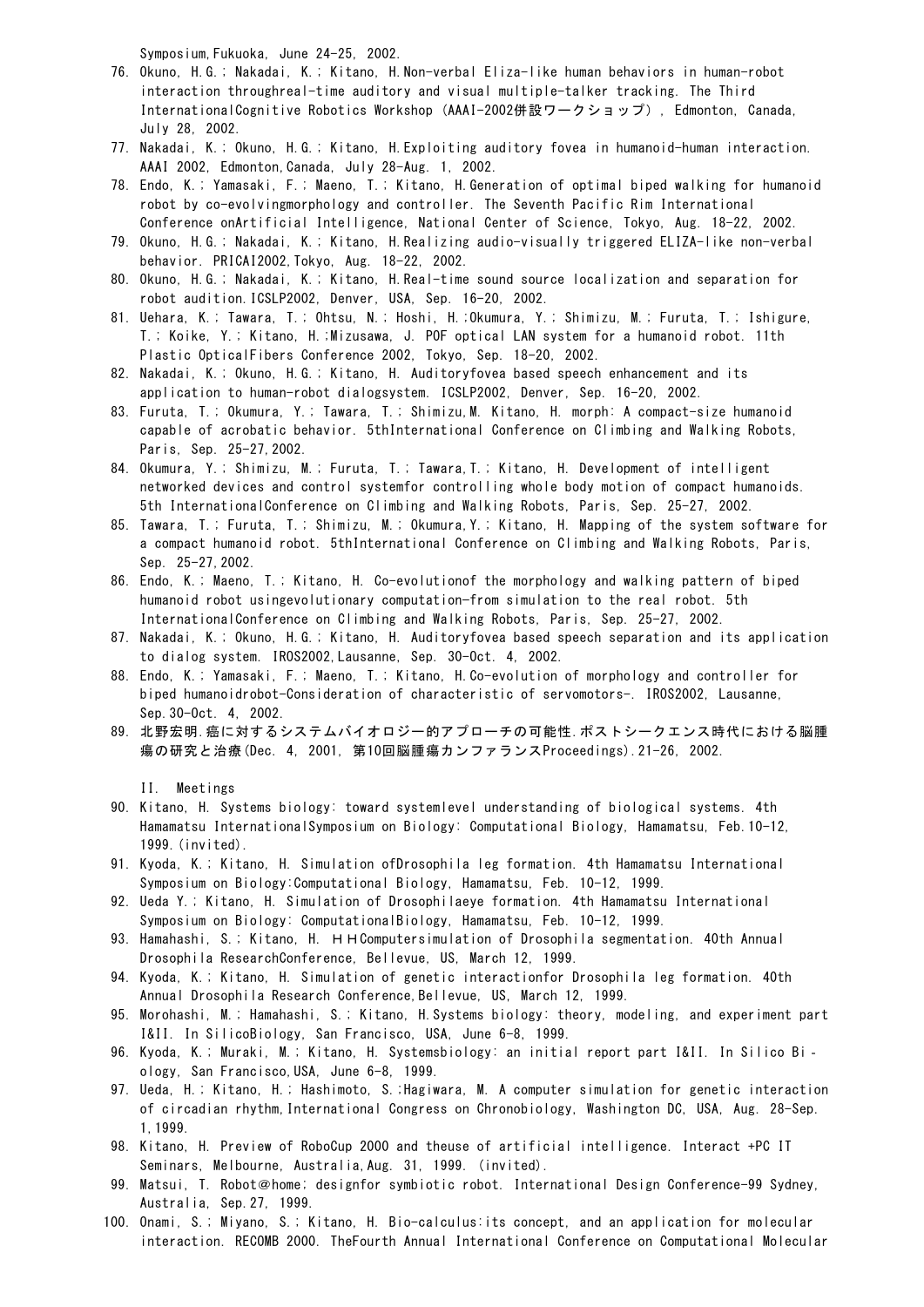Symposium,Fukuoka, June 24-25, 2002.

76. Okuno, H.G.; Nakadai, K.; Kitano, H.Non-verbal Eliza-like human behaviors in human-robot interaction throughreal-time auditory and visual multiple-talker tracking. The Third InternationalCognitive Robotics Workshop (AAAI-2002併設ワークショップ), Edmonton, Canada, July 28, 2002.
77. Nakadai, K.; Okuno, H.G.; Kitano, H.Exploiting auditory fovea in humanoid-human interaction. AAAI 2002, Edmonton,Canada, July 28-Aug. 1, 2002.
78. Endo, K.; Yamasaki, F.; Maeno, T.; Kitano, H.Generation of optimal biped walking for humanoid robot by co-evolvingmorphology and controller. The Seventh Pacific Rim International Conference onArtificial Intelligence, National Center of Science, Tokyo, Aug. 18-22, 2002.
79. Okuno, H.G.; Nakadai, K.; Kitano, H.Realizing audio-visually triggered ELIZA-like non-verbal behavior. PRICAI2002,Tokyo, Aug. 18-22, 2002.
80. Okuno, H.G.; Nakadai, K.; Kitano, H.Real-time sound source localization and separation for robot audition.ICSLP2002, Denver, USA, Sep. 16-20, 2002.
81. Uehara, K.; Tawara, T.; Ohtsu, N.; Hoshi, H.;Okumura, Y.; Shimizu, M.; Furuta, T.; Ishigure, T.; Koike, Y.; Kitano, H.;Mizusawa, J. POF optical LAN system for a humanoid robot. 11th Plastic OpticalFibers Conference 2002, Tokyo, Sep. 18-20, 2002.
82. Nakadai, K.; Okuno, H.G.; Kitano, H. Auditoryfovea based speech enhancement and its application to human-robot dialogsystem. ICSLP2002, Denver, Sep. 16-20, 2002.
83. Furuta, T.; Okumura, Y.; Tawara, T.; Shimizu,M. Kitano, H. morph: A compact-size humanoid capable of acrobatic behavior. 5thInternational Conference on Climbing and Walking Robots, Paris, Sep. 25-27,2002.
84. Okumura, Y.; Shimizu, M.; Furuta, T.; Tawara,T.; Kitano, H. Development of intelligent networked devices and control systemfor controlling whole body motion of compact humanoids. 5th InternationalConference on Climbing and Walking Robots, Paris, Sep. 25-27, 2002.
85. Tawara, T.; Furuta, T.; Shimizu, M.; Okumura,Y.; Kitano, H. Mapping of the system software for a compact humanoid robot. 5thInternational Conference on Climbing and Walking Robots, Paris, Sep. 25-27,2002.
86. Endo, K.; Maeno, T.; Kitano, H. Co-evolutionof the morphology and walking pattern of biped humanoid robot usingevolutionary computation-from simulation to the real robot. 5th InternationalConference on Climbing and Walking Robots, Paris, Sep. 25-27, 2002.
87. Nakadai, K.; Okuno, H.G.; Kitano, H. Auditoryfovea based speech separation and its application to dialog system. IROS2002,Lausanne, Sep. 30-Oct. 4, 2002.
88. Endo, K.; Yamasaki, F.; Maeno, T.; Kitano, H.Co-evolution of morphology and controller for biped humanoidrobot-Consideration of characteristic of servomotors-. IROS2002, Lausanne, Sep.30-Oct. 4, 2002.
89. 北野宏明.癌に対するシステムバイオロジー的アプローチの可能性.ポストシークエンス時代における脳腫瘍の研究と治療(Dec. 4, 2001, 第10回脳腫瘍カンファランスProceedings).21-26, 2002.

II. Meetings

90. Kitano, H. Systems biology: toward systemlevel understanding of biological systems. 4th Hamamatsu InternationalSymposium on Biology: Computational Biology, Hamamatsu, Feb.10-12, 1999.(invited).
91. Kyoda, K.; Kitano, H. Simulation ofDrosophila leg formation. 4th Hamamatsu International Symposium on Biology:Computational Biology, Hamamatsu, Feb. 10-12, 1999.
92. Ueda Y.; Kitano, H. Simulation of Drosophilaeye formation. 4th Hamamatsu International Symposium on Biology: ComputationalBiology, Hamamatsu, Feb. 10-12, 1999.
93. Hamahashi, S.; Kitano, H. ＨＨComputersimulation of Drosophila segmentation. 40th Annual Drosophila ResearchConference, Bellevue, US, March 12, 1999.
94. Kyoda, K.; Kitano, H. Simulation of genetic interactionfor Drosophila leg formation. 40th Annual Drosophila Research Conference,Bellevue, US, March 12, 1999.
95. Morohashi, M.; Hamahashi, S.; Kitano, H.Systems biology: theory, modeling, and experiment part I&II. In SilicoBiology, San Francisco, USA, June 6-8, 1999.
96. Kyoda, K.; Muraki, M.; Kitano, H. Systemsbiology: an initial report part I&II. In Silico Bi-ology, San Francisco,USA, June 6-8, 1999.
97. Ueda, H.; Kitano, H.; Hashimoto, S.;Hagiwara, M. A computer simulation for genetic interaction of circadian rhythm,International Congress on Chronobiology, Washington DC, USA, Aug. 28-Sep. 1,1999.
98. Kitano, H. Preview of RoboCup 2000 and theuse of artificial intelligence. Interact +PC IT Seminars, Melbourne, Australia,Aug. 31, 1999. (invited).
99. Matsui, T. Robot@home; designfor symbiotic robot. International Design Conference-99 Sydney, Australia, Sep.27, 1999.
100. Onami, S.; Miyano, S.; Kitano, H. Bio-calculus:its concept, and an application for molecular interaction. RECOMB 2000. TheFourth Annual International Conference on Computational Molecular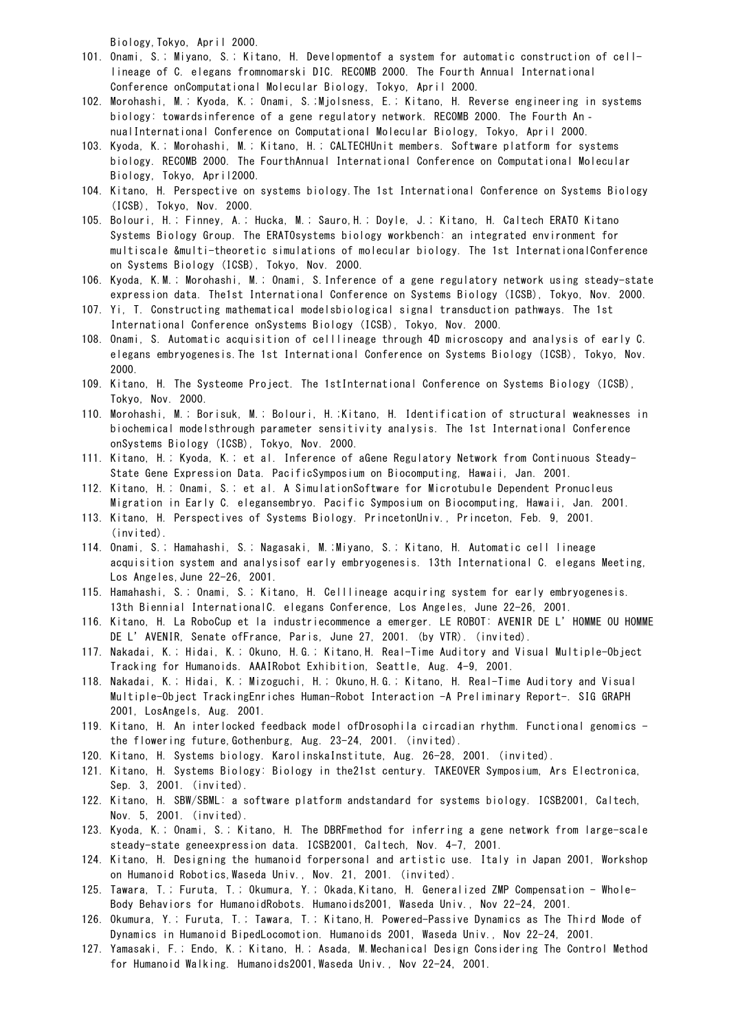Biology,Tokyo, April 2000.

101. Onami, S.; Miyano, S.; Kitano, H. Developmentof a system for automatic construction of cell-lineage of C. elegans fromnomarski DIC. RECOMB 2000. The Fourth Annual International Conference onComputational Molecular Biology, Tokyo, April 2000.
102. Morohashi, M.; Kyoda, K.; Onami, S.;Mjolsness, E.; Kitano, H. Reverse engineering in systems biology: towardsinference of a gene regulatory network. RECOMB 2000. The Fourth An-nualInternational Conference on Computational Molecular Biology, Tokyo, April 2000.
103. Kyoda, K.; Morohashi, M.; Kitano, H.; CALTECHUnit members. Software platform for systems biology. RECOMB 2000. The FourthAnnual International Conference on Computational Molecular Biology, Tokyo, April2000.
104. Kitano, H. Perspective on systems biology.The 1st International Conference on Systems Biology (ICSB), Tokyo, Nov. 2000.
105. Bolouri, H.; Finney, A.; Hucka, M.; Sauro,H.; Doyle, J.; Kitano, H. Caltech ERATO Kitano Systems Biology Group. The ERATOsystems biology workbench: an integrated environment for multiscale &multi-theoretic simulations of molecular biology. The 1st InternationalConference on Systems Biology (ICSB), Tokyo, Nov. 2000.
106. Kyoda, K.M.; Morohashi, M.; Onami, S.Inference of a gene regulatory network using steady-state expression data. The1st International Conference on Systems Biology (ICSB), Tokyo, Nov. 2000.
107. Yi, T. Constructing mathematical modelsbiological signal transduction pathways. The 1st International Conference onSystems Biology (ICSB), Tokyo, Nov. 2000.
108. Onami, S. Automatic acquisition of celllineage through 4D microscopy and analysis of early C. elegans embryogenesis.The 1st International Conference on Systems Biology (ICSB), Tokyo, Nov. 2000.
109. Kitano, H. The Systeome Project. The 1stInternational Conference on Systems Biology (ICSB), Tokyo, Nov. 2000.
110. Morohashi, M.; Borisuk, M.; Bolouri, H.;Kitano, H. Identification of structural weaknesses in biochemical modelsthrough parameter sensitivity analysis. The 1st International Conference onSystems Biology (ICSB), Tokyo, Nov. 2000.
111. Kitano, H.; Kyoda, K.; et al. Inference of aGene Regulatory Network from Continuous Steady-State Gene Expression Data. PacificSymposium on Biocomputing, Hawaii, Jan. 2001.
112. Kitano, H.; Onami, S.; et al. A SimulationSoftware for Microtubule Dependent Pronucleus Migration in Early C. elegansembryo. Pacific Symposium on Biocomputing, Hawaii, Jan. 2001.
113. Kitano, H. Perspectives of Systems Biology. PrincetonUniv., Princeton, Feb. 9, 2001. (invited).
114. Onami, S.; Hamahashi, S.; Nagasaki, M.;Miyano, S.; Kitano, H. Automatic cell lineage acquisition system and analysisof early embryogenesis. 13th International C. elegans Meeting, Los Angeles,June 22-26, 2001.
115. Hamahashi, S.; Onami, S.; Kitano, H. Celllineage acquiring system for early embryogenesis. 13th Biennial InternationalC. elegans Conference, Los Angeles, June 22-26, 2001.
116. Kitano, H. La RoboCup et la industriecommence a emerger. LE ROBOT: AVENIR DE L'HOMME OU HOMME DE L'AVENIR, Senate ofFrance, Paris, June 27, 2001. (by VTR). (invited).
117. Nakadai, K.; Hidai, K.; Okuno, H.G.; Kitano,H. Real-Time Auditory and Visual Multiple-Object Tracking for Humanoids. AAAIRobot Exhibition, Seattle, Aug. 4-9, 2001.
118. Nakadai, K.; Hidai, K.; Mizoguchi, H.; Okuno,H.G.; Kitano, H. Real-Time Auditory and Visual Multiple-Object TrackingEnriches Human-Robot Interaction -A Preliminary Report-. SIG GRAPH 2001, LosAngels, Aug. 2001.
119. Kitano, H. An interlocked feedback model ofDrosophila circadian rhythm. Functional genomics - the flowering future,Gothenburg, Aug. 23-24, 2001. (invited).
120. Kitano, H. Systems biology. KarolinskaInstitute, Aug. 26-28, 2001. (invited).
121. Kitano, H. Systems Biology: Biology in the21st century. TAKEOVER Symposium, Ars Electronica, Sep. 3, 2001. (invited).
122. Kitano, H. SBW/SBML: a software platform andstandard for systems biology. ICSB2001, Caltech, Nov. 5, 2001. (invited).
123. Kyoda, K.; Onami, S.; Kitano, H. The DBRFmethod for inferring a gene network from large-scale steady-state geneexpression data. ICSB2001, Caltech, Nov. 4-7, 2001.
124. Kitano, H. Designing the humanoid forpersonal and artistic use. Italy in Japan 2001, Workshop on Humanoid Robotics,Waseda Univ., Nov. 21, 2001. (invited).
125. Tawara, T.; Furuta, T.; Okumura, Y.; Okada,Kitano, H. Generalized ZMP Compensation - Whole-Body Behaviors for HumanoidRobots. Humanoids2001, Waseda Univ., Nov 22-24, 2001.
126. Okumura, Y.; Furuta, T.; Tawara, T.; Kitano,H. Powered-Passive Dynamics as The Third Mode of Dynamics in Humanoid BipedLocomotion. Humanoids 2001, Waseda Univ., Nov 22-24, 2001.
127. Yamasaki, F.; Endo, K.; Kitano, H.; Asada, M.Mechanical Design Considering The Control Method for Humanoid Walking. Humanoids2001,Waseda Univ., Nov 22-24, 2001.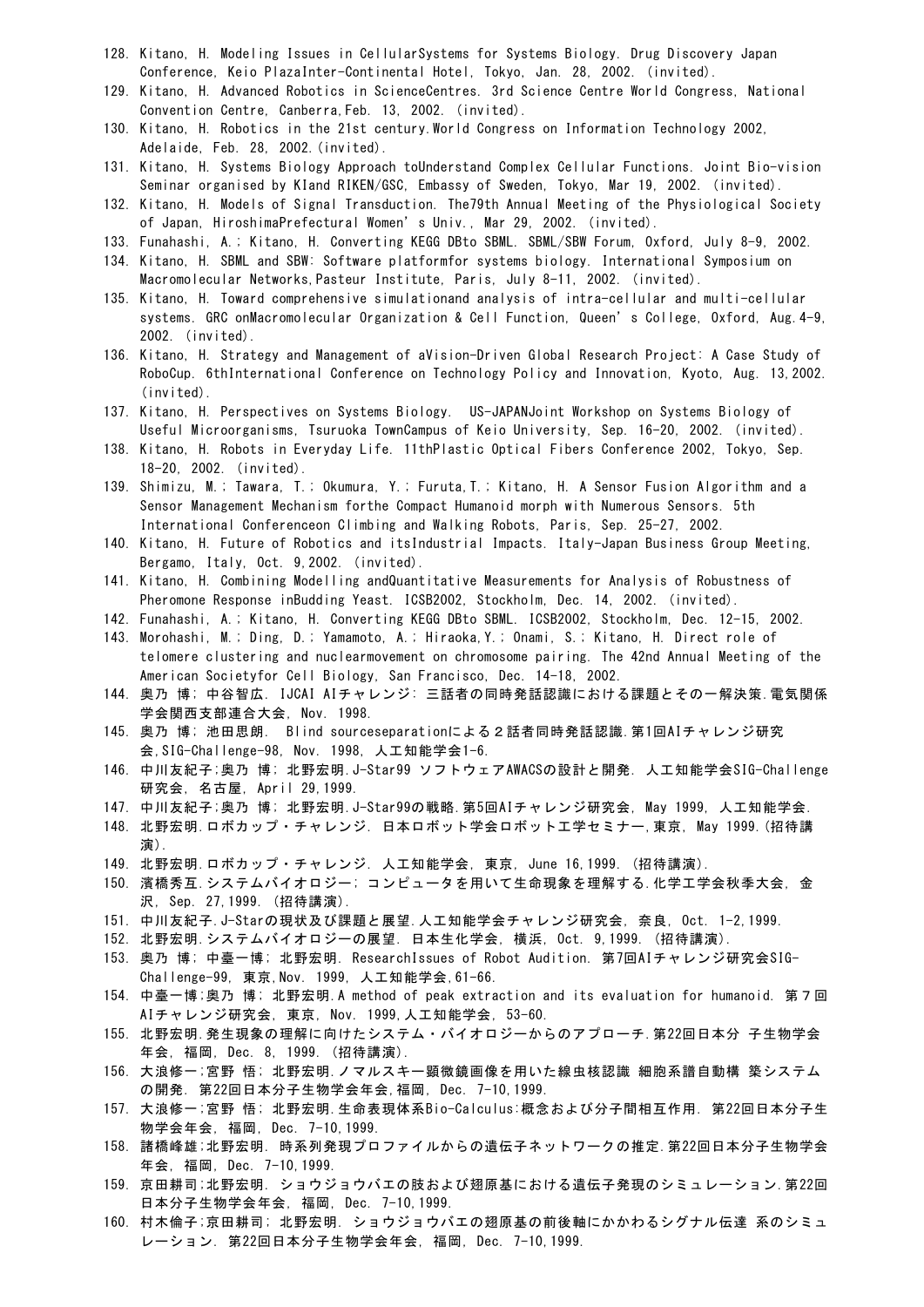128. Kitano, H. Modeling Issues in CellularSystems for Systems Biology. Drug Discovery Japan Conference, Keio PlazaInter-Continental Hotel, Tokyo, Jan. 28, 2002. (invited).
129. Kitano, H. Advanced Robotics in ScienceCentres. 3rd Science Centre World Congress, National Convention Centre, Canberra,Feb. 13, 2002. (invited).
130. Kitano, H. Robotics in the 21st century.World Congress on Information Technology 2002, Adelaide, Feb. 28, 2002.(invited).
131. Kitano, H. Systems Biology Approach toUnderstand Complex Cellular Functions. Joint Bio-vision Seminar organised by KIand RIKEN/GSC, Embassy of Sweden, Tokyo, Mar 19, 2002. (invited).
132. Kitano, H. Models of Signal Transduction. The79th Annual Meeting of the Physiological Society of Japan, HiroshimaPrefectural Women' s Univ., Mar 29, 2002. (invited).
133. Funahashi, A.; Kitano, H. Converting KEGG DBto SBML. SBML/SBW Forum, Oxford, July 8-9, 2002.
134. Kitano, H. SBML and SBW: Software platformfor systems biology. International Symposium on Macromolecular Networks,Pasteur Institute, Paris, July 8-11, 2002. (invited).
135. Kitano, H. Toward comprehensive simulationand analysis of intra-cellular and multi-cellular systems. GRC onMacromolecular Organization & Cell Function, Queen' s College, Oxford, Aug.4-9, 2002. (invited).
136. Kitano, H. Strategy and Management of aVision-Driven Global Research Project: A Case Study of RoboCup. 6thInternational Conference on Technology Policy and Innovation, Kyoto, Aug. 13,2002. (invited).
137. Kitano, H. Perspectives on Systems Biology. US-JAPANJoint Workshop on Systems Biology of Useful Microorganisms, Tsuruoka TownCampus of Keio University, Sep. 16-20, 2002. (invited).
138. Kitano, H. Robots in Everyday Life. 11thPlastic Optical Fibers Conference 2002, Tokyo, Sep. 18-20, 2002. (invited).
139. Shimizu, M.; Tawara, T.; Okumura, Y.; Furuta,T.; Kitano, H. A Sensor Fusion Algorithm and a Sensor Management Mechanism forthe Compact Humanoid morph with Numerous Sensors. 5th International Conferenceon Climbing and Walking Robots, Paris, Sep. 25-27, 2002.
140. Kitano, H. Future of Robotics and itsIndustrial Impacts. Italy-Japan Business Group Meeting, Bergamo, Italy, Oct. 9,2002. (invited).
141. Kitano, H. Combining Modelling andQuantitative Measurements for Analysis of Robustness of Pheromone Response inBudding Yeast. ICSB2002, Stockholm, Dec. 14, 2002. (invited).
142. Funahashi, A.; Kitano, H. Converting KEGG DBto SBML. ICSB2002, Stockholm, Dec. 12-15, 2002.
143. Morohashi, M.; Ding, D.; Yamamoto, A.; Hiraoka,Y.; Onami, S.; Kitano, H. Direct role of telomere clustering and nuclearmovement on chromosome pairing. The 42nd Annual Meeting of the American Societyfor Cell Biology, San Francisco, Dec. 14-18, 2002.
144. 奥乃 博; 中谷智広. IJCAI AIチャレンジ: 三話者の同時発話認識における課題とその一解決策.電気関係学会関西支部連合大会, Nov. 1998.
145. 奥乃 博; 池田思朗. Blind sourceseparationによる２話者同時発話認識.第1回AIチャレンジ研究会,SIG-Challenge-98, Nov. 1998, 人工知能学会1-6.
146. 中川友紀子;奥乃 博; 北野宏明.J-Star99 ソフトウェアAWACSの設計と開発. 人工知能学会SIG-Challenge研究会, 名古屋, April 29,1999.
147. 中川友紀子;奥乃 博; 北野宏明.J-Star99の戦略.第5回AIチャレンジ研究会, May 1999, 人工知能学会.
148. 北野宏明.ロボカップ・チャレンジ. 日本ロボット学会ロボット工学セミナー,東京, May 1999.(招待講演).
149. 北野宏明.ロボカップ・チャレンジ. 人工知能学会, 東京, June 16,1999. (招待講演).
150. 濱橋秀互.システムバイオロジー; コンピュータを用いて生命現象を理解する.化学工学会秋季大会, 金沢, Sep. 27,1999. (招待講演).
151. 中川友紀子.J-Starの現状及び課題と展望.人工知能学会チャレンジ研究会, 奈良, Oct. 1-2,1999.
152. 北野宏明.システムバイオロジーの展望. 日本生化学会, 横浜, Oct. 9,1999. (招待講演).
153. 奥乃 博; 中臺一博; 北野宏明. ResearchIssues of Robot Audition. 第7回AIチャレンジ研究会SIG-Challenge-99, 東京,Nov. 1999, 人工知能学会,61-66.
154. 中臺一博;奥乃 博; 北野宏明.A method of peak extraction and its evaluation for humanoid. 第７回AIチャレンジ研究会, 東京, Nov. 1999,人工知能学会, 53-60.
155. 北野宏明.発生現象の理解に向けたシステム・バイオロジーからのアプローチ.第22回日本分 子生物学会年会, 福岡, Dec. 8, 1999. (招待講演).
156. 大浪修一;宮野 悟; 北野宏明.ノマルスキー顕微鏡画像を用いた線虫核認識 細胞系譜自動構 築システムの開発. 第22回日本分子生物学会年会,福岡, Dec. 7-10,1999.
157. 大浪修一;宮野 悟; 北野宏明.生命表現体系Bio-Calculus:概念および分子間相互作用. 第22回日本分子生物学会年会, 福岡, Dec. 7-10,1999.
158. 諸橋峰雄;北野宏明. 時系列発現プロファイルからの遺伝子ネットワークの推定.第22回日本分子生物学会年会, 福岡, Dec. 7-10,1999.
159. 京田耕司;北野宏明. ショウジョウバエの肢および翅原基における遺伝子発現のシミュレーション.第22回日本分子生物学会年会, 福岡, Dec. 7-10,1999.
160. 村木倫子;京田耕司; 北野宏明. ショウジョウバエの翅原基の前後軸にかかわるシグナル伝達 系のシミュレーション. 第22回日本分子生物学会年会, 福岡, Dec. 7-10,1999.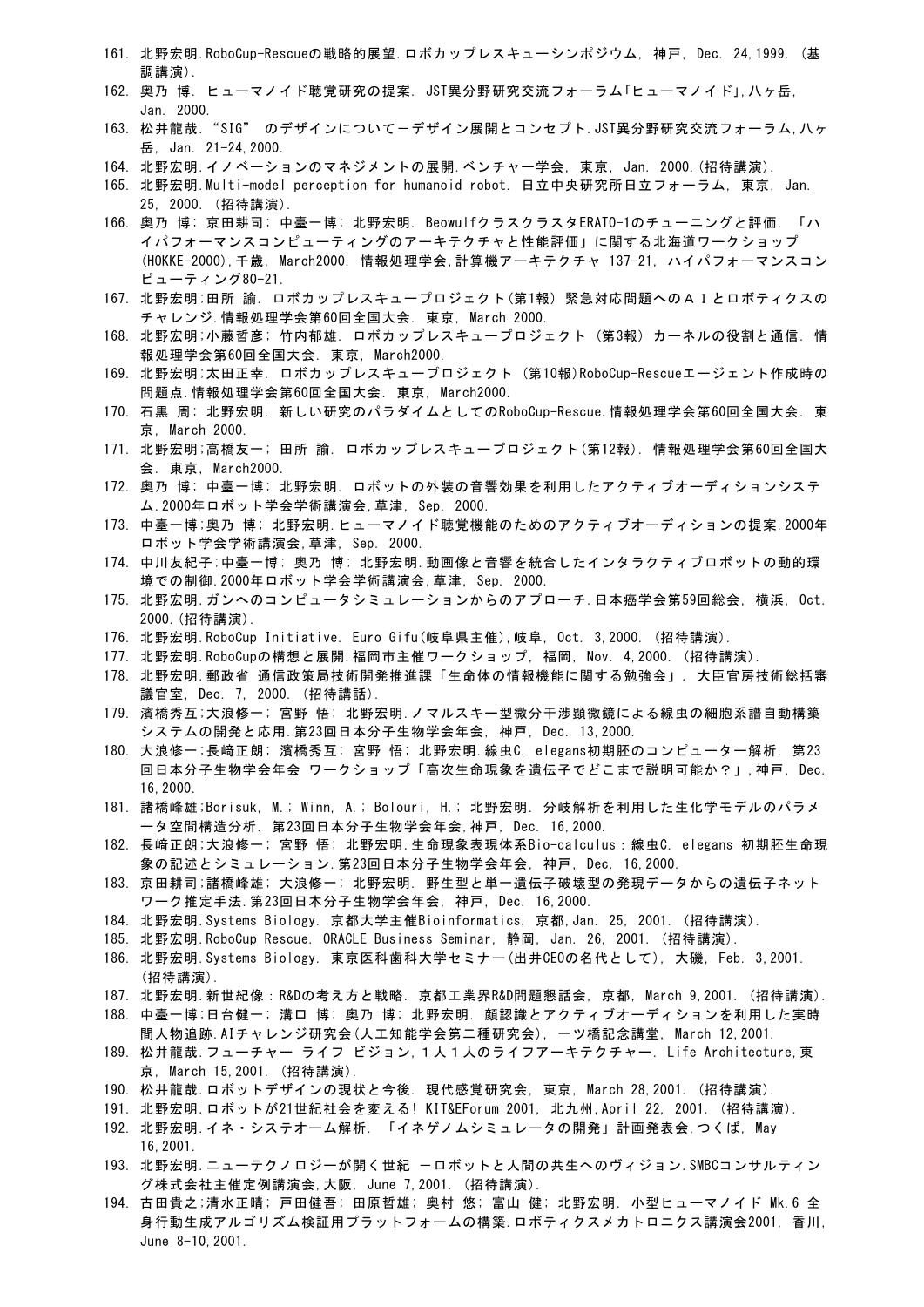161. 北野宏明.RoboCup-Rescueの戦略的展望.ロボカップレスキューシンポジウム, 神戸, Dec. 24,1999. (基調講演).
162. 奥乃 博. ヒューマノイド聴覚研究の提案. JST異分野研究交流フォーラム「ヒューマノイド」,八ヶ岳, Jan. 2000.
163. 松井龍哉. "SIG" のデザインについてーデザイン展開とコンセプト.JST異分野研究交流フォーラム,八ヶ岳, Jan. 21-24,2000.
164. 北野宏明.イノベーションのマネジメントの展開.ベンチャー学会, 東京, Jan. 2000.(招待講演).
165. 北野宏明.Multi-model perception for humanoid robot. 日立中央研究所日立フォーラム, 東京, Jan. 25, 2000. (招待講演).
166. 奥乃 博; 京田耕司; 中臺一博; 北野宏明. BeowulfクラスクラスタERATO-1のチューニングと評価. 「ハイパフォーマンスコンピューティングのアーキテクチャと性能評価」に関する北海道ワークショップ(HOKKE-2000),千歳, March2000. 情報処理学会,計算機アーキテクチャ 137-21, ハイパフォーマンスコンピューティング80-21.
167. 北野宏明;田所 諭. ロボカップレスキュープロジェクト(第1報) 緊急対応問題へのＡＩとロボティクスのチャレンジ.情報処理学会第60回全国大会. 東京, March 2000.
168. 北野宏明;小藤哲彦; 竹内郁雄. ロボカップレスキュープロジェクト (第3報) カーネルの役割と通信. 情報処理学会第60回全国大会. 東京, March2000.
169. 北野宏明;太田正幸. ロボカップレスキュープロジェクト (第10報)RoboCup-Rescueエージェント作成時の問題点.情報処理学会第60回全国大会. 東京, March2000.
170. 石黒 周; 北野宏明. 新しい研究のパラダイムとしてのRoboCup-Rescue.情報処理学会第60回全国大会. 東京, March 2000.
171. 北野宏明;高橋友一; 田所 諭. ロボカップレスキュープロジェクト(第12報). 情報処理学会第60回全国大会. 東京, March2000.
172. 奥乃 博; 中臺一博; 北野宏明. ロボットの外装の音響効果を利用したアクティブオーディションシステム.2000年ロボット学会学術講演会,草津, Sep. 2000.
173. 中臺一博;奥乃 博; 北野宏明.ヒューマノイド聴覚機能のためのアクティブオーディションの提案.2000年ロボット学会学術講演会,草津, Sep. 2000.
174. 中川友紀子;中臺一博; 奥乃 博; 北野宏明.動画像と音響を統合したインタラクティブロボットの動的環境での制御.2000年ロボット学会学術講演会,草津, Sep. 2000.
175. 北野宏明.ガンへのコンピュータシミュレーションからのアプローチ.日本癌学会第59回総会, 横浜, Oct. 2000.(招待講演).
176. 北野宏明.RoboCup Initiative. Euro Gifu(岐阜県主催),岐阜, Oct. 3,2000. (招待講演).
177. 北野宏明.RoboCupの構想と展開.福岡市主催ワークショップ, 福岡, Nov. 4,2000. (招待講演).
178. 北野宏明.郵政省 通信政策局技術開発推進課「生命体の情報機能に関する勉強会」. 大臣官房技術総括審議官室, Dec. 7, 2000. (招待講話).
179. 濱橋秀互;大浪修一; 宮野 悟; 北野宏明.ノマルスキー型微分干渉顕微鏡による線虫の細胞系譜自動構築システムの開発と応用.第23回日本分子生物学会年会, 神戸, Dec. 13,2000.
180. 大浪修一;長崎正朗; 濱橋秀互; 宮野 悟; 北野宏明.線虫C. elegans初期胚のコンピューター解析. 第23回日本分子生物学会年会 ワークショップ「高次生命現象を遺伝子でどこまで説明可能か?」,神戸, Dec. 16,2000.
181. 諸橋峰雄;Borisuk, M.; Winn, A.; Bolouri, H.; 北野宏明. 分岐解析を利用した生化学モデルのパラメータ空間構造分析. 第23回日本分子生物学会年会,神戸, Dec. 16,2000.
182. 長崎正朗;大浪修一; 宮野 悟; 北野宏明.生命現象表現体系Bio-calculus：線虫C. elegans 初期胚生命現象の記述とシミュレーション.第23回日本分子生物学会年会, 神戸, Dec. 16,2000.
183. 京田耕司;諸橋峰雄; 大浪修一; 北野宏明. 野生型と単一遺伝子破壊型の発現データからの遺伝子ネットワーク推定手法.第23回日本分子生物学会年会, 神戸, Dec. 16,2000.
184. 北野宏明.Systems Biology. 京都大学主催Bioinformatics, 京都,Jan. 25, 2001. (招待講演).
185. 北野宏明.RoboCup Rescue. ORACLE Business Seminar, 静岡, Jan. 26, 2001. (招待講演).
186. 北野宏明.Systems Biology. 東京医科歯科大学セミナー(出井CEOの名代として), 大磯, Feb. 3,2001. (招待講演).
187. 北野宏明.新世紀像：R&Dの考え方と戦略. 京都工業界R&D問題懇話会, 京都, March 9,2001. (招待講演).
188. 中臺一博;日台健一; 溝口 博; 奥乃 博; 北野宏明. 顔認識とアクティブオーディションを利用した実時間人物追跡.AIチャレンジ研究会(人工知能学会第二種研究会), 一ツ橋記念講堂, March 12,2001.
189. 松井龍哉.フューチャー ライフ ビジョン,１人１人のライフアーキテクチャー. Life Architecture,東京, March 15,2001. (招待講演).
190. 松井龍哉.ロボットデザインの現状と今後. 現代感覚研究会, 東京, March 28,2001. (招待講演).
191. 北野宏明.ロボットが21世紀社会を変える! KIT&EForum 2001, 北九州,April 22, 2001. (招待講演).
192. 北野宏明.イネ・システオーム解析. 「イネゲノムシミュレータの開発」計画発表会,つくば, May 16,2001.
193. 北野宏明.ニューテクノロジーが開く世紀 ーロボットと人間の共生へのヴィジョン.SMBCコンサルティング株式会社主催定例講演会,大阪, June 7,2001. (招待講演).
194. 古田貴之;清水正晴; 戸田健吾; 田原哲雄; 奥村 悠; 富山 健; 北野宏明. 小型ヒューマノイド Mk.6 全身行動生成アルゴリズム検証用プラットフォームの構築.ロボティクスメカトロニクス講演会2001, 香川, June 8-10,2001.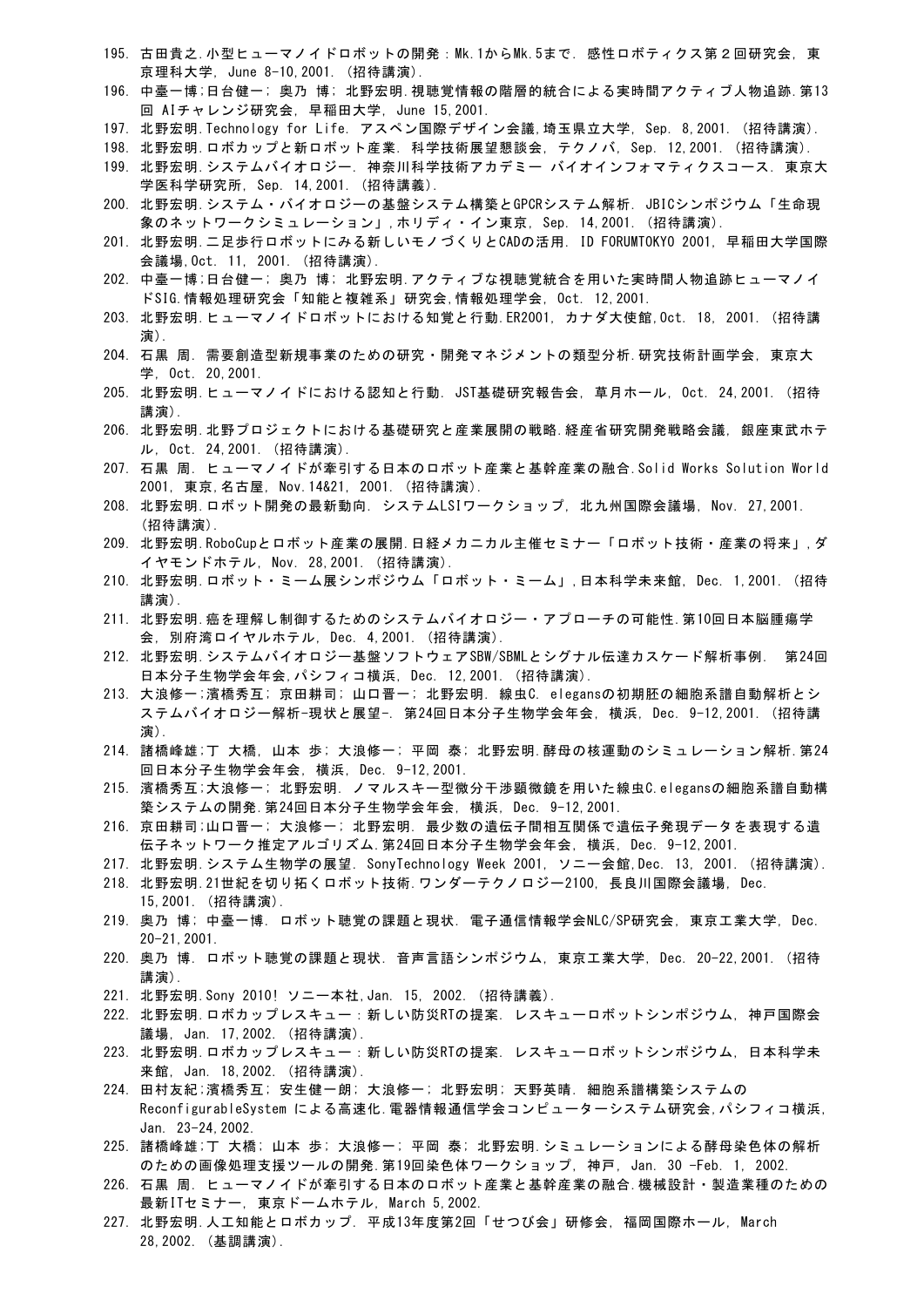195. 古田貴之.小型ヒューマノイドロボットの開発：Mk.1からMk.5まで. 感性ロボティクス第２回研究会, 東京理科大学, June 8-10,2001. (招待講演).
196. 中臺一博;日台健一; 奥乃 博; 北野宏明.視聴覚情報の階層的統合による実時間アクティブ人物追跡.第13回 AIチャレンジ研究会, 早稲田大学, June 15,2001.
197. 北野宏明.Technology for Life. アスペン国際デザイン会議,埼玉県立大学, Sep. 8,2001. (招待講演).
198. 北野宏明.ロボカップと新ロボット産業. 科学技術展望懇談会, テクノバ, Sep. 12,2001. (招待講演).
199. 北野宏明.システムバイオロジー. 神奈川科学技術アカデミー バイオインフォマティクスコース. 東京大学医科学研究所, Sep. 14,2001. (招待講義).
200. 北野宏明.システム・バイオロジーの基盤システム構築とGPCRシステム解析. JBICシンポジウム「生命現象のネットワークシミュレーション」,ホリディ・イン東京, Sep. 14,2001. (招待講演).
201. 北野宏明.二足歩行ロボットにみる新しいモノづくりとCADの活用. ID FORUMTOKYO 2001, 早稲田大学国際会議場,Oct. 11, 2001. (招待講演).
202. 中臺一博;日台健一; 奥乃 博; 北野宏明.アクティブな視聴覚統合を用いた実時間人物追跡ヒューマノイドSIG.情報処理研究会「知能と複雑系」研究会,情報処理学会, Oct. 12,2001.
203. 北野宏明.ヒューマノイドロボットにおける知覚と行動.ER2001, カナダ大使館,Oct. 18, 2001. (招待講演).
204. 石黒 周. 需要創造型新規事業のための研究・開発マネジメントの類型分析.研究技術計画学会, 東京大学, Oct. 20,2001.
205. 北野宏明.ヒューマノイドにおける認知と行動. JST基礎研究報告会, 草月ホール, Oct. 24,2001. (招待講演).
206. 北野宏明.北野プロジェクトにおける基礎研究と産業展開の戦略.経産省研究開発戦略会議, 銀座東武ホテル, Oct. 24,2001. (招待講演).
207. 石黒 周. ヒューマノイドが牽引する日本のロボット産業と基幹産業の融合.Solid Works Solution World 2001, 東京,名古屋, Nov.14&21, 2001. (招待講演).
208. 北野宏明.ロボット開発の最新動向. システムLSIワークショップ, 北九州国際会議場, Nov. 27,2001. (招待講演).
209. 北野宏明.RoboCupとロボット産業の展開.日経メカニカル主催セミナー「ロボット技術・産業の将来」,ダイヤモンドホテル, Nov. 28,2001. (招待講演).
210. 北野宏明.ロボット・ミーム展シンポジウム「ロボット・ミーム」,日本科学未来館, Dec. 1,2001. (招待講演).
211. 北野宏明.癌を理解し制御するためのシステムバイオロジー・アプローチの可能性.第10回日本脳腫瘍学会, 別府湾ロイヤルホテル, Dec. 4,2001. (招待講演).
212. 北野宏明.システムバイオロジー基盤ソフトウェアSBW/SBMLとシグナル伝達カスケード解析事例. 第24回日本分子生物学会年会,パシフィコ横浜, Dec. 12,2001. (招待講演).
213. 大浪修一;濱橋秀互; 京田耕司; 山口晋一; 北野宏明. 線虫C. elegansの初期胚の細胞系譜自動解析とシステムバイオロジー解析-現状と展望-. 第24回日本分子生物学会年会, 横浜, Dec. 9-12,2001. (招待講演).
214. 諸橋峰雄;丁 大橋, 山本 歩; 大浪修一; 平岡 泰; 北野宏明.酵母の核運動のシミュレーション解析.第24回日本分子生物学会年会, 横浜, Dec. 9-12,2001.
215. 濱橋秀互;大浪修一; 北野宏明. ノマルスキー型微分干渉顕微鏡を用いた線虫C.elegansの細胞系譜自動構築システムの開発.第24回日本分子生物学会年会, 横浜, Dec. 9-12,2001.
216. 京田耕司;山口晋一; 大浪修一; 北野宏明. 最少数の遺伝子間相互関係で遺伝子発現データを表現する遺伝子ネットワーク推定アルゴリズム.第24回日本分子生物学会年会, 横浜, Dec. 9-12,2001.
217. 北野宏明.システム生物学の展望. SonyTechnology Week 2001, ソニー会館,Dec. 13, 2001. (招待講演).
218. 北野宏明.21世紀を切り拓くロボット技術.ワンダーテクノロジー2100, 長良川国際会議場, Dec. 15,2001. (招待講演).
219. 奥乃 博; 中臺一博. ロボット聴覚の課題と現状. 電子通信情報学会NLC/SP研究会, 東京工業大学, Dec. 20-21,2001.
220. 奥乃 博. ロボット聴覚の課題と現状. 音声言語シンポジウム, 東京工業大学, Dec. 20-22,2001. (招待講演).
221. 北野宏明.Sony 2010! ソニー本社,Jan. 15, 2002. (招待講義).
222. 北野宏明.ロボカップレスキュー：新しい防災RTの提案. レスキューロボットシンポジウム, 神戸国際会議場, Jan. 17,2002. (招待講演).
223. 北野宏明.ロボカップレスキュー：新しい防災RTの提案. レスキューロボットシンポジウム, 日本科学未来館, Jan. 18,2002. (招待講演).
224. 田村友紀;濱橋秀互; 安生健一朗; 大浪修一; 北野宏明; 天野英晴. 細胞系譜構築システムの ReconfigurableSystem による高速化.電器情報通信学会コンピューターシステム研究会,パシフィコ横浜, Jan. 23-24,2002.
225. 諸橋峰雄;丁 大橋; 山本 歩; 大浪修一; 平岡 泰; 北野宏明.シミュレーションによる酵母染色体の解析のための画像処理支援ツールの開発.第19回染色体ワークショップ, 神戸, Jan. 30 -Feb. 1, 2002.
226. 石黒 周. ヒューマノイドが牽引する日本のロボット産業と基幹産業の融合.機械設計・製造業種のための最新ITセミナー, 東京ドームホテル, March 5,2002.
227. 北野宏明.人工知能とロボカップ. 平成13年度第2回「せつび会」研修会, 福岡国際ホール, March 28,2002. (基調講演).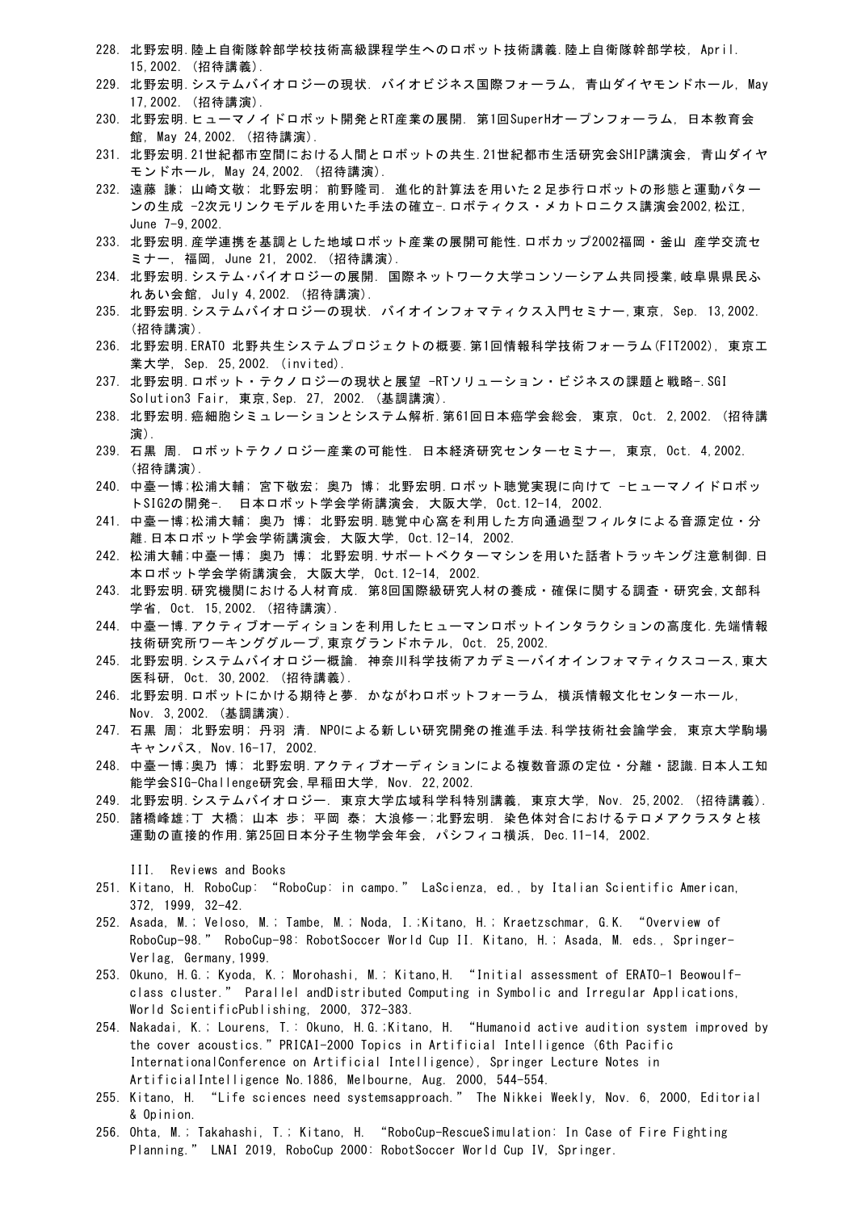228. 北野宏明.陸上自衛隊幹部学校技術高級課程学生へのロボット技術講義.陸上自衛隊幹部学校, April. 15,2002. (招待講義).
229. 北野宏明.システムバイオロジーの現状. バイオビジネス国際フォーラム, 青山ダイヤモンドホール, May 17,2002. (招待講演).
230. 北野宏明.ヒューマノイドロボット開発とRT産業の展開. 第1回SuperHオープンフォーラム, 日本教育会館, May 24,2002. (招待講演).
231. 北野宏明.21世紀都市空間における人間とロボットの共生.21世紀都市生活研究会SHIP講演会, 青山ダイヤモンドホール, May 24,2002. (招待講演).
232. 遠藤 謙; 山崎文敬; 北野宏明; 前野隆司. 進化的計算法を用いた２足歩行ロボットの形態と運動パターンの生成 -2次元リンクモデルを用いた手法の確立-.ロボティクス・メカトロニクス講演会2002,松江, June 7-9,2002.
233. 北野宏明.産学連携を基調とした地域ロボット産業の展開可能性.ロボカップ2002福岡・釜山 産学交流セミナー, 福岡, June 21, 2002. (招待講演).
234. 北野宏明.システム･バイオロジーの展開. 国際ネットワーク大学コンソーシアム共同授業,岐阜県県民ふれあい会館, July 4,2002. (招待講演).
235. 北野宏明.システムバイオロジーの現状. バイオインフォマティクス入門セミナー,東京, Sep. 13,2002. (招待講演).
236. 北野宏明.ERATO 北野共生システムプロジェクトの概要.第1回情報科学技術フォーラム(FIT2002), 東京工業大学, Sep. 25,2002. (invited).
237. 北野宏明.ロボット・テクノロジーの現状と展望 -RTソリューション・ビジネスの課題と戦略-.SGI Solution3 Fair, 東京,Sep. 27, 2002. (基調講演).
238. 北野宏明.癌細胞シミュレーションとシステム解析.第61回日本癌学会総会, 東京, Oct. 2,2002. (招待講演).
239. 石黒 周. ロボットテクノロジー産業の可能性. 日本経済研究センターセミナー, 東京, Oct. 4,2002. (招待講演).
240. 中臺一博;松浦大輔; 宮下敬宏; 奥乃 博; 北野宏明.ロボット聴覚実現に向けて -ヒューマノイドロボットSIG2の開発-. 日本ロボット学会学術講演会, 大阪大学, Oct.12-14, 2002.
241. 中臺一博;松浦大輔; 奥乃 博; 北野宏明.聴覚中心窩を利用した方向通過型フィルタによる音源定位・分離.日本ロボット学会学術講演会, 大阪大学, Oct.12-14, 2002.
242. 松浦大輔;中臺一博; 奥乃 博; 北野宏明.サポートベクターマシンを用いた話者トラッキング注意制御.日本ロボット学会学術講演会, 大阪大学, Oct.12-14, 2002.
243. 北野宏明.研究機関における人材育成. 第8回国際級研究人材の養成・確保に関する調査・研究会,文部科学省, Oct. 15,2002. (招待講演).
244. 中臺一博.アクティブオーディションを利用したヒューマンロボットインタラクションの高度化.先端情報技術研究所ワーキンググループ,東京グランドホテル, Oct. 25,2002.
245. 北野宏明.システムバイオロジー概論. 神奈川科学技術アカデミーバイオインフォマティクスコース,東大医科研, Oct. 30,2002. (招待講義).
246. 北野宏明.ロボットにかける期待と夢. かながわロボットフォーラム, 横浜情報文化センターホール, Nov. 3,2002. (基調講演).
247. 石黒 周; 北野宏明; 丹羽 清. NPOによる新しい研究開発の推進手法.科学技術社会論学会, 東京大学駒場キャンパス, Nov.16-17, 2002.
248. 中臺一博;奥乃 博; 北野宏明.アクティブオーディションによる複数音源の定位・分離・認識.日本人工知能学会SIG-Challenge研究会,早稲田大学, Nov. 22,2002.
249. 北野宏明.システムバイオロジー. 東京大学広域科学科特別講義, 東京大学, Nov. 25,2002. (招待講義).
250. 諸橋峰雄;丁 大橋; 山本 歩; 平岡 泰; 大浪修一;北野宏明. 染色体対合におけるテロメアクラスタと核運動の直接的作用.第25回日本分子生物学会年会, パシフィコ横浜, Dec.11-14, 2002.

III. Reviews and Books

251. Kitano, H. RoboCup: “RoboCup: in campo.” LaScienza, ed., by Italian Scientific American, 372, 1999, 32-42.
252. Asada, M.; Veloso, M.; Tambe, M.; Noda, I.;Kitano, H.; Kraetzschmar, G.K. “Overview of RoboCup-98.” RoboCup-98: RobotSoccer World Cup II. Kitano, H.; Asada, M. eds., Springer-Verlag, Germany,1999.
253. Okuno, H.G.; Kyoda, K.; Morohashi, M.; Kitano,H. “Initial assessment of ERATO-1 Beowoulf-class cluster.” Parallel andDistributed Computing in Symbolic and Irregular Applications, World ScientificPublishing, 2000, 372-383.
254. Nakadai, K.; Lourens, T.: Okuno, H.G.;Kitano, H. “Humanoid active audition system improved by the cover acoustics.”PRICAI-2000 Topics in Artificial Intelligence (6th Pacific InternationalConference on Artificial Intelligence), Springer Lecture Notes in ArtificialIntelligence No.1886, Melbourne, Aug. 2000, 544-554.
255. Kitano, H. “Life sciences need systemsapproach.” The Nikkei Weekly, Nov. 6, 2000, Editorial & Opinion.
256. Ohta, M.; Takahashi, T.; Kitano, H. “RoboCup-RescueSimulation: In Case of Fire Fighting Planning.” LNAI 2019, RoboCup 2000: RobotSoccer World Cup IV, Springer.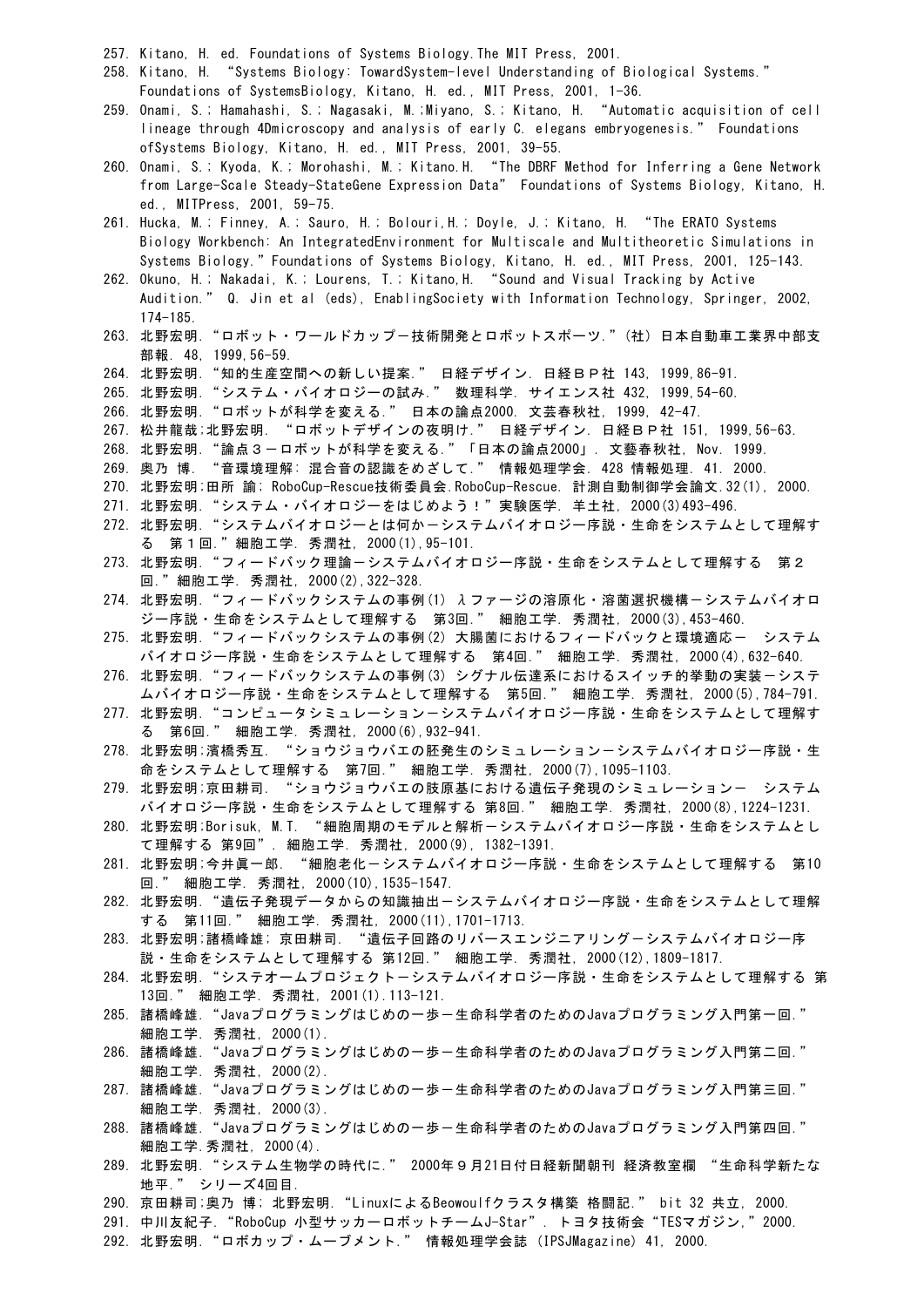257. Kitano, H. ed. Foundations of Systems Biology.The MIT Press, 2001.
258. Kitano, H. “Systems Biology: TowardSystem-level Understanding of Biological Systems.” Foundations of SystemsBiology, Kitano, H. ed., MIT Press, 2001, 1-36.
259. Onami, S.; Hamahashi, S.; Nagasaki, M.;Miyano, S.; Kitano, H. “Automatic acquisition of cell lineage through 4Dmicroscopy and analysis of early C. elegans embryogenesis.” Foundations ofSystems Biology, Kitano, H. ed., MIT Press, 2001, 39-55.
260. Onami, S.; Kyoda, K.; Morohashi, M.; Kitano.H. “The DBRF Method for Inferring a Gene Network from Large-Scale Steady-StateGene Expression Data” Foundations of Systems Biology, Kitano, H. ed., MITPress, 2001, 59-75.
261. Hucka, M.; Finney, A.; Sauro, H.; Bolouri,H.; Doyle, J.; Kitano, H. “The ERATO Systems Biology Workbench: An IntegratedEnvironment for Multiscale and Multitheoretic Simulations in Systems Biology.”Foundations of Systems Biology, Kitano, H. ed., MIT Press, 2001, 125-143.
262. Okuno, H.; Nakadai, K.; Lourens, T.; Kitano,H. “Sound and Visual Tracking by Active Audition.” Q. Jin et al (eds), EnablingSociety with Information Technology, Springer, 2002, 174-185.
263. 北野宏明.“ロボット・ワールドカップ－技術開発とロボットスポーツ.”(社) 日本自動車工業界中部支部報. 48, 1999,56-59.
264. 北野宏明.“知的生産空間への新しい提案.” 日経デザイン. 日経ＢＰ社 143, 1999,86-91.
265. 北野宏明.“システム・バイオロジーの試み.” 数理科学. サイエンス社 432, 1999,54-60.
266. 北野宏明.“ロボットが科学を変える.” 日本の論点2000. 文芸春秋社, 1999, 42-47.
267. 松井龍哉;北野宏明. “ロボットデザインの夜明け.” 日経デザイン. 日経ＢＰ社 151, 1999,56-63.
268. 北野宏明.“論点３－ロボットが科学を変える.”「日本の論点2000」. 文藝春秋社, Nov. 1999.
269. 奥乃 博. “音環境理解: 混合音の認識をめざして.” 情報処理学会. 428 情報処理. 41. 2000.
270. 北野宏明;田所 諭; RoboCup-Rescue技術委員会.RoboCup-Rescue. 計測自動制御学会論文.32(1), 2000.
271. 北野宏明.“システム・バイオロジーをはじめよう！”実験医学. 羊土社, 2000(3)493-496.
272. 北野宏明.“システムバイオロジーとは何かーシステムバイオロジー序説・生命をシステムとして理解する 第１回.”細胞工学. 秀潤社, 2000(1),95-101.
273. 北野宏明.“フィードバック理論－システムバイオロジー序説・生命をシステムとして理解する 第２回.”細胞工学. 秀潤社, 2000(2),322-328.
274. 北野宏明.“フィードバックシステムの事例(1) λファージの溶原化・溶菌選択機構－システムバイオロジー序説・生命をシステムとして理解する 第3回.” 細胞工学. 秀潤社, 2000(3),453-460.
275. 北野宏明.“フィードバックシステムの事例(2) 大腸菌におけるフィードバックと環境適応－ システムバイオロジー序説・生命をシステムとして理解する 第4回.” 細胞工学. 秀潤社, 2000(4),632-640.
276. 北野宏明.“フィードバックシステムの事例(3) シグナル伝達系におけるスイッチ的挙動の実装－システムバイオロジー序説・生命をシステムとして理解する 第5回.” 細胞工学. 秀潤社, 2000(5),784-791.
277. 北野宏明.“コンピュータシミュレーション－システムバイオロジー序説・生命をシステムとして理解する 第6回.” 細胞工学. 秀潤社, 2000(6),932-941.
278. 北野宏明;濱橋秀互. “ショウジョウバエの胚発生のシミュレーション－システムバイオロジー序説・生命をシステムとして理解する 第7回.” 細胞工学. 秀潤社, 2000(7),1095-1103.
279. 北野宏明;京田耕司. “ショウジョウバエの肢原基における遺伝子発現のシミュレーション－ システムバイオロジー序説・生命をシステムとして理解する 第8回.” 細胞工学. 秀潤社, 2000(8),1224-1231.
280. 北野宏明;Borisuk, M.T. “細胞周期のモデルと解析－システムバイオロジー序説・生命をシステムとして理解する 第9回”. 細胞工学. 秀潤社, 2000(9), 1382-1391.
281. 北野宏明;今井眞一郎. “細胞老化－システムバイオロジー序説・生命をシステムとして理解する 第10回.” 細胞工学. 秀潤社, 2000(10),1535-1547.
282. 北野宏明.“遺伝子発現データからの知識抽出－システムバイオロジー序説・生命をシステムとして理解する 第11回.” 細胞工学. 秀潤社, 2000(11),1701-1713.
283. 北野宏明;諸橋峰雄; 京田耕司. “遺伝子回路のリバースエンジニアリング－システムバイオロジー序説・生命をシステムとして理解する 第12回.” 細胞工学. 秀潤社, 2000(12),1809-1817.
284. 北野宏明.“システオームプロジェクト－システムバイオロジー序説・生命をシステムとして理解する 第13回.” 細胞工学. 秀潤社, 2001(1).113-121.
285. 諸橋峰雄.“Javaプログラミングはじめの一歩－生命科学者のためのJavaプログラミング入門第一回.” 細胞工学. 秀潤社, 2000(1).
286. 諸橋峰雄.“Javaプログラミングはじめの一歩－生命科学者のためのJavaプログラミング入門第二回.” 細胞工学. 秀潤社, 2000(2).
287. 諸橋峰雄.“Javaプログラミングはじめの一歩－生命科学者のためのJavaプログラミング入門第三回.” 細胞工学. 秀潤社, 2000(3).
288. 諸橋峰雄.“Javaプログラミングはじめの一歩－生命科学者のためのJavaプログラミング入門第四回.” 細胞工学.秀潤社, 2000(4).
289. 北野宏明.“システム生物学の時代に.” 2000年９月21日付日経新聞朝刊 経済教室欄 “生命科学新たな地平.” シリーズ4回目.
290. 京田耕司;奥乃 博; 北野宏明.“LinuxによるBeowoulfクラスタ構築 格闘記.” bit 32 共立, 2000.
291. 中川友紀子.“RoboCup 小型サッカーロボットチームJ-Star”. トヨタ技術会“TESマガジン,”2000.
292. 北野宏明.“ロボカップ・ムーブメント.” 情報処理学会誌 (IPSJMagazine) 41, 2000.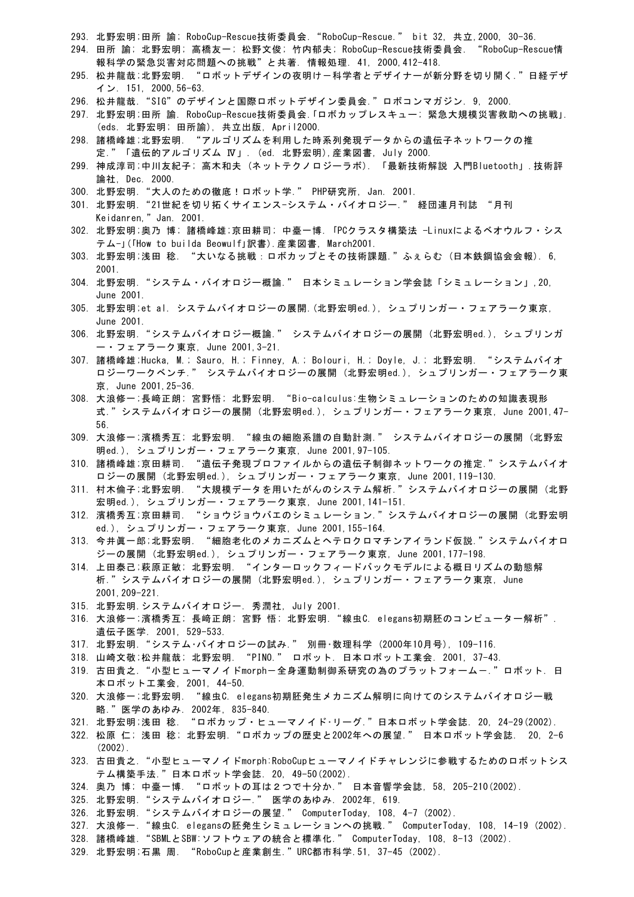293. 北野宏明;田所 諭; RoboCup-Rescue技術委員会. “RoboCup-Rescue.” bit 32, 共立,2000, 30-36.
294. 田所 諭; 北野宏明; 高橋友一; 松野文俊; 竹内郁夫; RoboCup-Rescue技術委員会. “RoboCup-Rescue情報科学の緊急災害対応問題への挑戦”と共著. 情報処理. 41, 2000,412-418.
295. 松井龍哉;北野宏明. “ロボットデザインの夜明けー科学者とデザイナーが新分野を切り開く.”日経デザイン. 151, 2000,56-63.
296. 松井龍哉. “SIG”のデザインと国際ロボットデザイン委員会.”ロボコンマガジン. 9, 2000.
297. 北野宏明;田所 諭. RoboCup-Rescue技術委員会.「ロボカップレスキュー; 緊急大規模災害救助への挑戦」. (eds. 北野宏明; 田所諭), 共立出版, April2000.
298. 諸橋峰雄;北野宏明. “アルゴリズムを利用した時系列発現データからの遺伝子ネットワークの推定.”「遺伝的アルゴリズム Ⅳ」. (ed. 北野宏明),産業図書, July 2000.
299. 神成淳司;中川友紀子; 高木和夫 (ネットテクノロジーラボ). 「最新技術解説 入門Bluetooth」.技術評論社, Dec. 2000.
300. 北野宏明. “大人のための徹底！ロボット学.” PHP研究所, Jan. 2001.
301. 北野宏明. “21世紀を切り拓くサイエンス-システム・バイオロジー.” 経団連月刊誌 “月刊Keidanren,” Jan. 2001.
302. 北野宏明;奥乃 博; 諸橋峰雄;京田耕司; 中臺一博. 「PCクラスタ構築法 -Linuxによるベオウルフ・システム-」(「How to builda Beowulf」訳書).産業図書, March2001.
303. 北野宏明;浅田 稔. “大いなる挑戦：ロボカップとその技術課題.”ふぇらむ (日本鉄鋼協会会報). 6, 2001.
304. 北野宏明. “システム・バイオロジー概論.” 日本シミュレーション学会誌「シミュレーション」,20, June 2001.
305. 北野宏明;et al. システムバイオロジーの展開.(北野宏明ed.), シュプリンガー・フェアラーク東京, June 2001.
306. 北野宏明. “システムバイオロジー概論.” システムバイオロジーの展開 (北野宏明ed.), シュプリンガー・フェアラーク東京, June 2001,3-21.
307. 諸橋峰雄;Hucka, M.; Sauro, H.; Finney, A.; Bolouri, H.; Doyle, J.; 北野宏明. “システムバイオロジーワークベンチ.” システムバイオロジーの展開 (北野宏明ed.), シュプリンガー・フェアラーク東京, June 2001,25-36.
308. 大浪修一;長崎正朗; 宮野悟; 北野宏明. “Bio-calculus:生物シミュレーションのための知識表現形式.”システムバイオロジーの展開 (北野宏明ed.), シュプリンガー・フェアラーク東京, June 2001,47-56.
309. 大浪修一;濱橋秀互; 北野宏明. “線虫の細胞系譜の自動計測.” システムバイオロジーの展開 (北野宏明ed.), シュプリンガー・フェアラーク東京, June 2001,97-105.
310. 諸橋峰雄;京田耕司. “遺伝子発現プロファイルからの遺伝子制御ネットワークの推定.”システムバイオロジーの展開 (北野宏明ed.), シュプリンガー・フェアラーク東京, June 2001,119-130.
311. 村木倫子;北野宏明. “大規模データを用いたがんのシステム解析.”システムバイオロジーの展開 (北野宏明ed.), シュプリンガー・フェアラーク東京, June 2001,141-151.
312. 濱橋秀互;京田耕司. “ショウジョウバエのシミュレーション.”システムバイオロジーの展開 (北野宏明ed.), シュプリンガー・フェアラーク東京, June 2001,155-164.
313. 今井眞一郎;北野宏明. “細胞老化のメカニズムとヘテロクロマチンアイランド仮説.”システムバイオロジーの展開 (北野宏明ed.), シュプリンガー・フェアラーク東京, June 2001,177-198.
314. 上田泰己;萩原正敏; 北野宏明. “インターロックフィードバックモデルによる概日リズムの動態解析.”システムバイオロジーの展開 (北野宏明ed.), シュプリンガー・フェアラーク東京, June 2001,209-221.
315. 北野宏明.システムバイオロジー. 秀潤社, July 2001.
316. 大浪修一;濱橋秀互; 長崎正朗; 宮野 悟; 北野宏明. “線虫C. elegans初期胚のコンピューター解析”. 遺伝子医学. 2001, 529-533.
317. 北野宏明. “システム･バイオロジーの試み.” 別冊･数理科学 (2000年10月号), 109-116.
318. 山崎文敬;松井龍哉; 北野宏明. “PINO.” ロボット. 日本ロボット工業会. 2001, 37-43.
319. 古田貴之. “小型ヒューマノイドmorphー全身運動制御系研究の為のプラットフォームー.”ロボット. 日本ロボット工業会, 2001, 44-50.
320. 大浪修一;北野宏明. “線虫C. elegans初期胚発生メカニズム解明に向けてのシステムバイオロジー戦略.”医学のあゆみ. 2002年, 835-840.
321. 北野宏明;浅田 稔. “ロボカップ・ヒューマノイド･リーグ.”日本ロボット学会誌. 20, 24-29(2002).
322. 松原 仁; 浅田 稔; 北野宏明. “ロボカップの歴史と2002年への展望.” 日本ロボット学会誌. 20, 2-6 (2002).
323. 古田貴之. “小型ヒューマノイドmorph:RoboCupヒューマノイドチャレンジに参戦するためのロボットシステム構築手法.”日本ロボット学会誌. 20, 49-50(2002).
324. 奥乃 博; 中臺一博. “ロボットの耳は２つで十分か.” 日本音響学会誌, 58, 205-210(2002).
325. 北野宏明. “システムバイオロジー.” 医学のあゆみ. 2002年, 619.
326. 北野宏明. “システムバイオロジーの展望.” ComputerToday, 108, 4-7 (2002).
327. 大浪修一. “線虫C. elegansの胚発生シミュレーションへの挑戦.” ComputerToday, 108, 14-19 (2002).
328. 諸橋峰雄. “SBMLとSBW:ソフトウェアの統合と標準化.” ComputerToday, 108, 8-13 (2002).
329. 北野宏明;石黒 周. “RoboCupと産業創生.”URC都市科学.51, 37-45 (2002).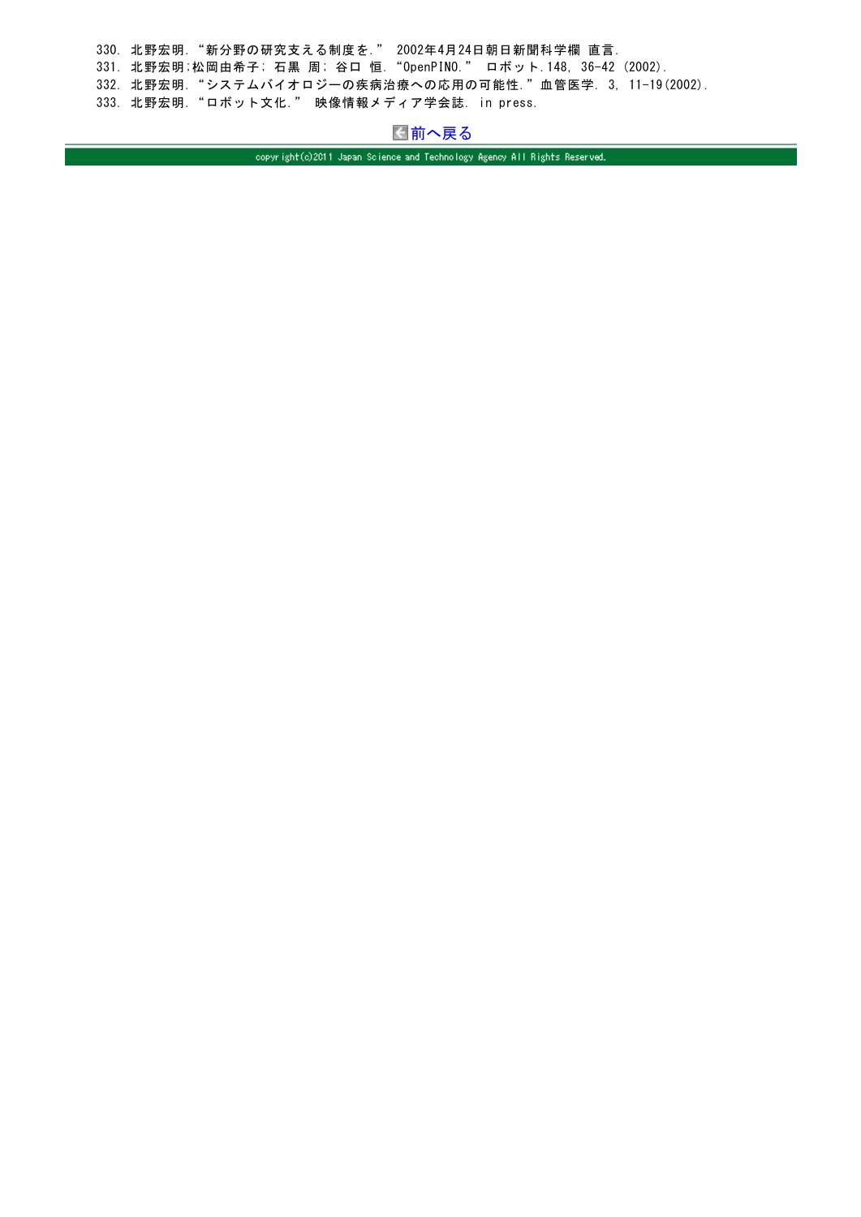330. 北野宏明. “新分野の研究支える制度を.” 2002年4月24日朝日新聞科学欄 直言.
331. 北野宏明;松岡由希子; 石黒 周; 谷口 恒. “OpenPINO.” ロボット.148, 36-42 (2002).
332. 北野宏明. “システムバイオロジーの疾病治療への応用の可能性.”血管医学. 3, 11-19(2002).
333. 北野宏明. “ロボット文化.” 映像情報メディア学会誌. in press.

前へ戻る

copyright(c)2011 Japan Science and Technology Agency All Rights Reserved.